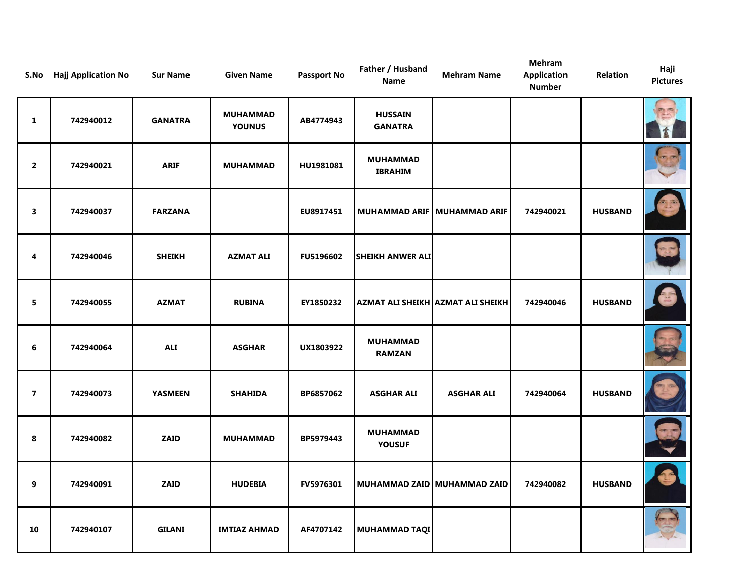| S.No | Hajj Application No | Sur Name | Given Name | Passport No | Father / Husband Name | Mehram Name | Mehram Application Number | Relation | Haji Pictures |
|---|---|---|---|---|---|---|---|---|---|
| 1 | 742940012 | GANATRA | MUHAMMAD YOUNUS | AB4774943 | HUSSAIN GANATRA | | | | |
| 2 | 742940021 | ARIF | MUHAMMAD | HU1981081 | MUHAMMAD IBRAHIM | | | | |
| 3 | 742940037 | FARZANA | | EU8917451 | MUHAMMAD ARIF | MUHAMMAD ARIF | 742940021 | HUSBAND | |
| 4 | 742940046 | SHEIKH | AZMAT ALI | FU5196602 | SHEIKH ANWER ALI | | | | |
| 5 | 742940055 | AZMAT | RUBINA | EY1850232 | AZMAT ALI SHEIKH | AZMAT ALI SHEIKH | 742940046 | HUSBAND | |
| 6 | 742940064 | ALI | ASGHAR | UX1803922 | MUHAMMAD RAMZAN | | | | |
| 7 | 742940073 | YASMEEN | SHAHIDA | BP6857062 | ASGHAR ALI | ASGHAR ALI | 742940064 | HUSBAND | |
| 8 | 742940082 | ZAID | MUHAMMAD | BP5979443 | MUHAMMAD YOUSUF | | | | |
| 9 | 742940091 | ZAID | HUDEBIA | FV5976301 | MUHAMMAD ZAID | MUHAMMAD ZAID | 742940082 | HUSBAND | |
| 10 | 742940107 | GILANI | IMTIAZ AHMAD | AF4707142 | MUHAMMAD TAQI | | | | |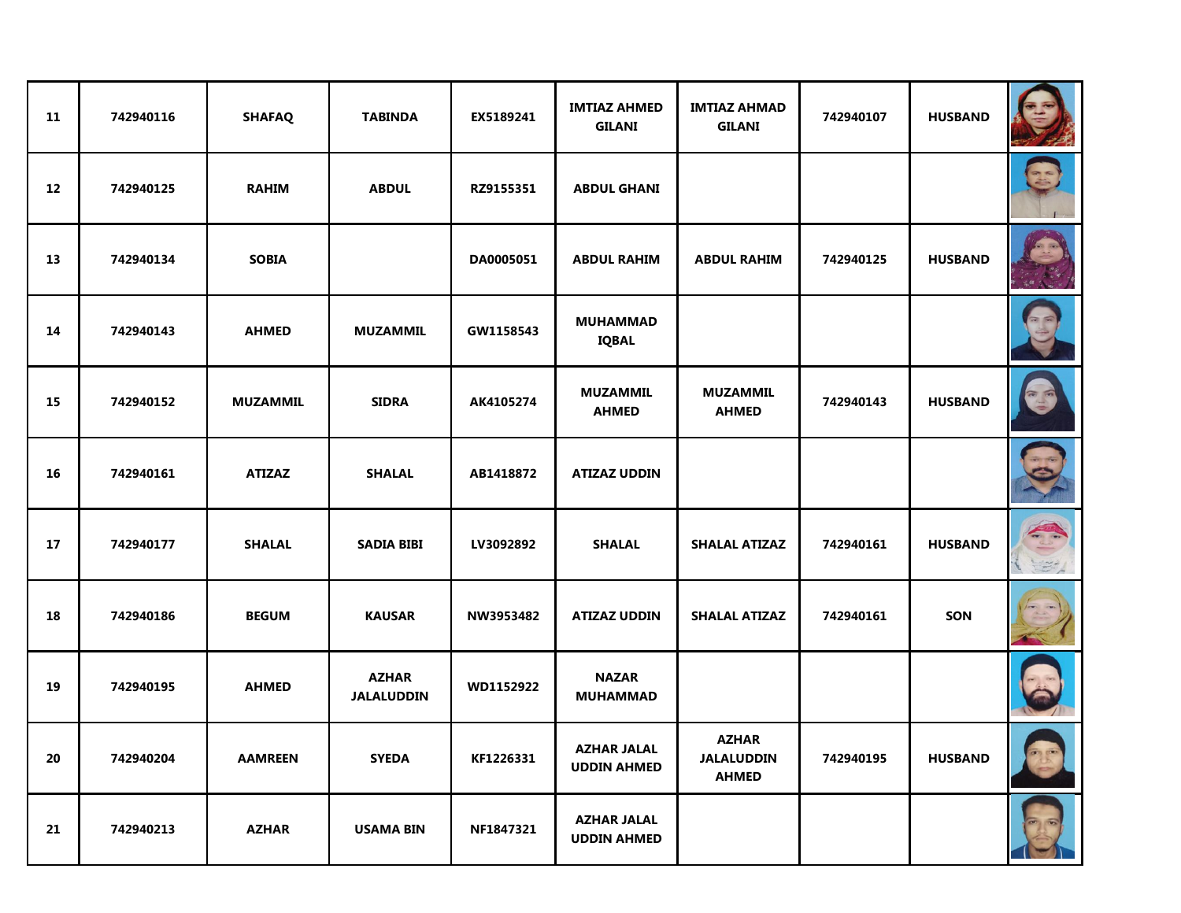| 11 | 742940116 | SHAFAQ | TABINDA | EX5189241 | IMTIAZ AHMED GILANI | IMTIAZ AHMAD GILANI | 742940107 | HUSBAND | |
|---|---|---|---|---|---|---|---|---|---|
| 12 | 742940125 | RAHIM | ABDUL | RZ9155351 | ABDUL GHANI | | | | |
| 13 | 742940134 | SOBIA | | DA0005051 | ABDUL RAHIM | ABDUL RAHIM | 742940125 | HUSBAND | |
| 14 | 742940143 | AHMED | MUZAMMIL | GW1158543 | MUHAMMAD IQBAL | | | | |
| 15 | 742940152 | MUZAMMIL | SIDRA | AK4105274 | MUZAMMIL AHMED | MUZAMMIL AHMED | 742940143 | HUSBAND | |
| 16 | 742940161 | ATIZAZ | SHALAL | AB1418872 | ATIZAZ UDDIN | | | | |
| 17 | 742940177 | SHALAL | SADIA BIBI | LV3092892 | SHALAL | SHALAL ATIZAZ | 742940161 | HUSBAND | |
| 18 | 742940186 | BEGUM | KAUSAR | NW3953482 | ATIZAZ UDDIN | SHALAL ATIZAZ | 742940161 | SON | |
| 19 | 742940195 | AHMED | AZHAR JALALUDDIN | WD1152922 | NAZAR MUHAMMAD | | | | |
| 20 | 742940204 | AAMREEN | SYEDA | KF1226331 | AZHAR JALAL UDDIN AHMED | AZHAR JALALUDDIN AHMED | 742940195 | HUSBAND | |
| 21 | 742940213 | AZHAR | USAMA BIN | NF1847321 | AZHAR JALAL UDDIN AHMED | | | | |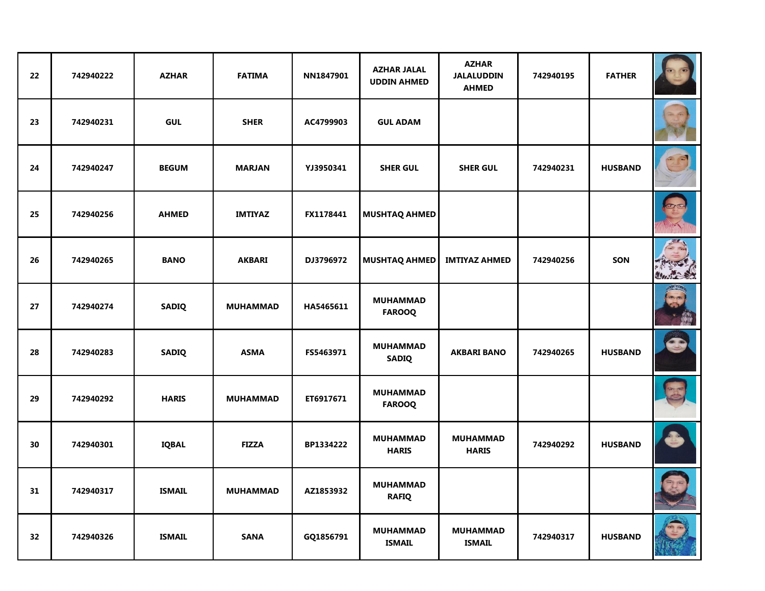| | | | | | | | | | |
|---|---|---|---|---|---|---|---|---|---|
| 22 | 742940222 | AZHAR | FATIMA | NN1847901 | AZHAR JALAL UDDIN AHMED | AZHAR JALALUDDIN AHMED | 742940195 | FATHER | |
| 23 | 742940231 | GUL | SHER | AC4799903 | GUL ADAM | | | | |
| 24 | 742940247 | BEGUM | MARJAN | YJ3950341 | SHER GUL | SHER GUL | 742940231 | HUSBAND | |
| 25 | 742940256 | AHMED | IMTIYAZ | FX1178441 | MUSHTAQ AHMED | | | | |
| 26 | 742940265 | BANO | AKBARI | DJ3796972 | MUSHTAQ AHMED | IMTIYAZ AHMED | 742940256 | SON | |
| 27 | 742940274 | SADIQ | MUHAMMAD | HA5465611 | MUHAMMAD FAROOQ | | | | |
| 28 | 742940283 | SADIQ | ASMA | FS5463971 | MUHAMMAD SADIQ | AKBARI BANO | 742940265 | HUSBAND | |
| 29 | 742940292 | HARIS | MUHAMMAD | ET6917671 | MUHAMMAD FAROOQ | | | | |
| 30 | 742940301 | IQBAL | FIZZA | BP1334222 | MUHAMMAD HARIS | MUHAMMAD HARIS | 742940292 | HUSBAND | |
| 31 | 742940317 | ISMAIL | MUHAMMAD | AZ1853932 | MUHAMMAD RAFIQ | | | | |
| 32 | 742940326 | ISMAIL | SANA | GQ1856791 | MUHAMMAD ISMAIL | MUHAMMAD ISMAIL | 742940317 | HUSBAND | |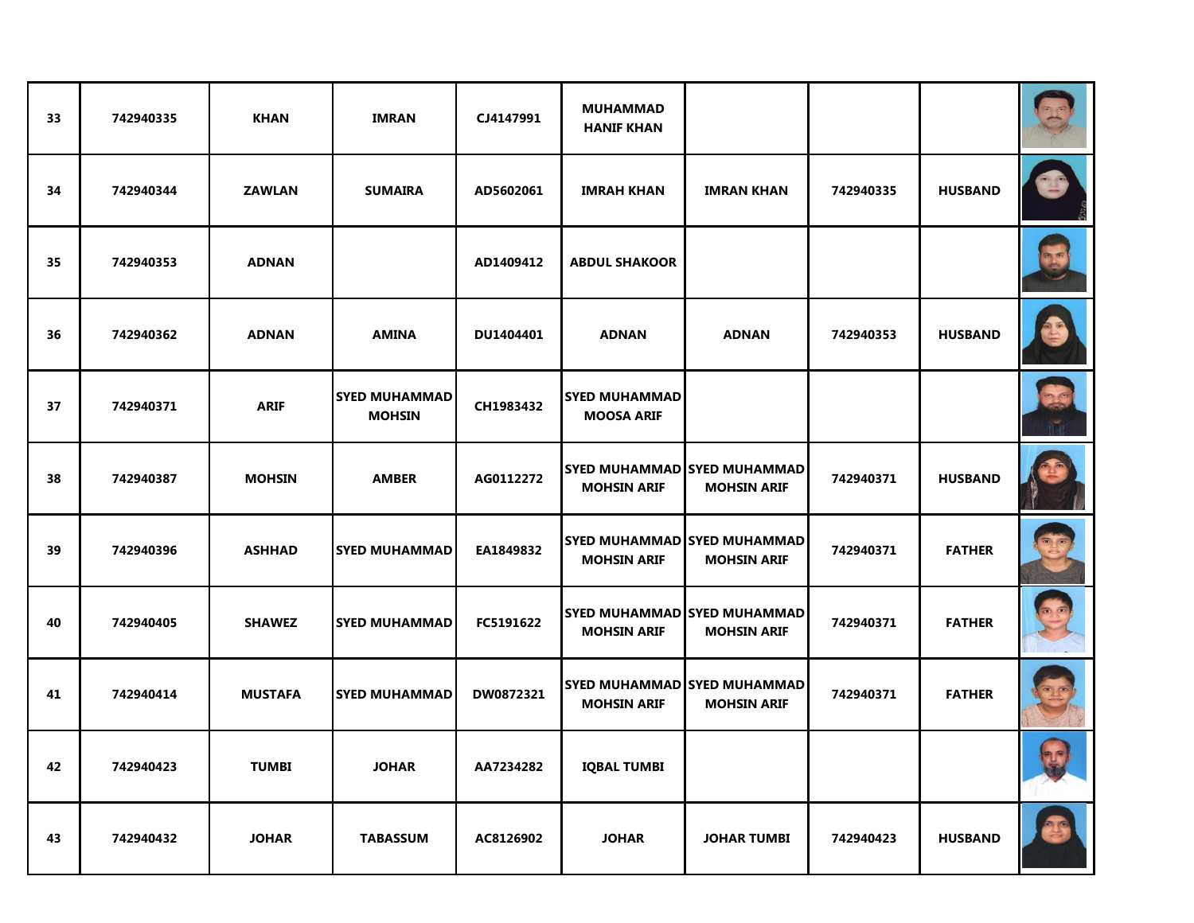| 33 | 742940335 | KHAN | IMRAN | CJ4147991 | MUHAMMAD HANIF KHAN | | | | |
|---|---|---|---|---|---|---|---|---|---|
| 34 | 742940344 | ZAWLAN | SUMAIRA | AD5602061 | IMRAH KHAN | IMRAN KHAN | 742940335 | HUSBAND | |
| 35 | 742940353 | ADNAN | | AD1409412 | ABDUL SHAKOOR | | | | |
| 36 | 742940362 | ADNAN | AMINA | DU1404401 | ADNAN | ADNAN | 742940353 | HUSBAND | |
| 37 | 742940371 | ARIF | SYED MUHAMMAD MOHSIN | CH1983432 | SYED MUHAMMAD MOOSA ARIF | | | | |
| 38 | 742940387 | MOHSIN | AMBER | AG0112272 | SYED MUHAMMAD MOHSIN ARIF | SYED MUHAMMAD MOHSIN ARIF | 742940371 | HUSBAND | |
| 39 | 742940396 | ASHHAD | SYED MUHAMMAD | EA1849832 | SYED MUHAMMAD MOHSIN ARIF | SYED MUHAMMAD MOHSIN ARIF | 742940371 | FATHER | |
| 40 | 742940405 | SHAWEZ | SYED MUHAMMAD | FC5191622 | SYED MUHAMMAD MOHSIN ARIF | SYED MUHAMMAD MOHSIN ARIF | 742940371 | FATHER | |
| 41 | 742940414 | MUSTAFA | SYED MUHAMMAD | DW0872321 | SYED MUHAMMAD MOHSIN ARIF | SYED MUHAMMAD MOHSIN ARIF | 742940371 | FATHER | |
| 42 | 742940423 | TUMBI | JOHAR | AA7234282 | IQBAL TUMBI | | | | |
| 43 | 742940432 | JOHAR | TABASSUM | AC8126902 | JOHAR | JOHAR TUMBI | 742940423 | HUSBAND | |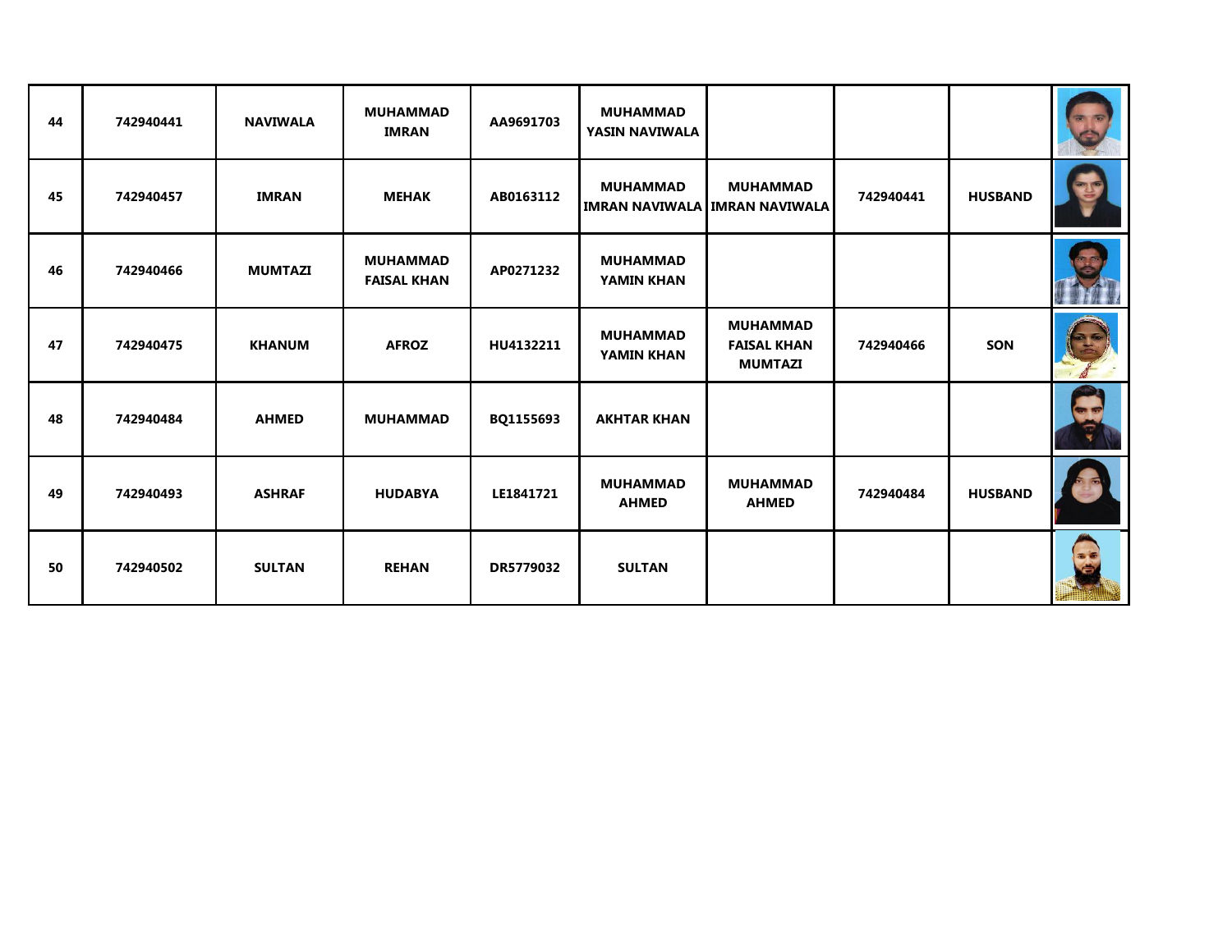| | | | | | | | | | |
|---|---|---|---|---|---|---|---|---|---|
| 44 | 742940441 | NAVIWALA | MUHAMMAD IMRAN | AA9691703 | MUHAMMAD YASIN NAVIWALA | | | | |
| 45 | 742940457 | IMRAN | MEHAK | AB0163112 | MUHAMMAD IMRAN NAVIWALA | MUHAMMAD IMRAN NAVIWALA | 742940441 | HUSBAND | |
| 46 | 742940466 | MUMTAZI | MUHAMMAD FAISAL KHAN | AP0271232 | MUHAMMAD YAMIN KHAN | | | | |
| 47 | 742940475 | KHANUM | AFROZ | HU4132211 | MUHAMMAD YAMIN KHAN | MUHAMMAD FAISAL KHAN MUMTAZI | 742940466 | SON | |
| 48 | 742940484 | AHMED | MUHAMMAD | BQ1155693 | AKHTAR KHAN | | | | |
| 49 | 742940493 | ASHRAF | HUDABYA | LE1841721 | MUHAMMAD AHMED | MUHAMMAD AHMED | 742940484 | HUSBAND | |
| 50 | 742940502 | SULTAN | REHAN | DR5779032 | SULTAN | | | | |